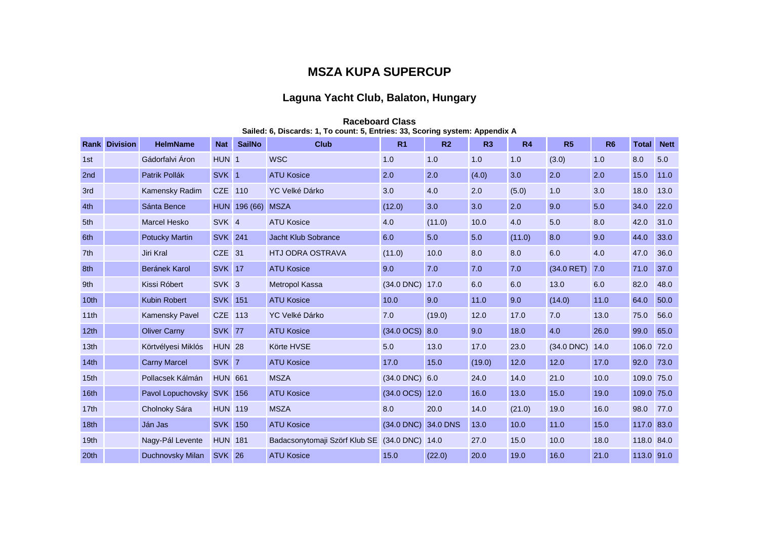# MSZA KUPA SUPERCUP

## Laguna Yacht Club, Balaton, Hungary

### Raceboard Class

**Sailed: 6, Discards: 1, To count: 5, Entries: 33, Scoring system: Appendix A**

| Rank | Division | HelmName | Nat | SailNo | Club | R1 | R2 | R3 | R4 | R5 | R6 | Total | Nett |
|---|---|---|---|---|---|---|---|---|---|---|---|---|---|
| 1st | | Gádorfalvi Áron | HUN | 1 | WSC | 1.0 | 1.0 | 1.0 | 1.0 | (3.0) | 1.0 | 8.0 | 5.0 |
| 2nd | | Patrik Pollák | SVK | 1 | ATU Kosice | 2.0 | 2.0 | (4.0) | 3.0 | 2.0 | 2.0 | 15.0 | 11.0 |
| 3rd | | Kamensky Radim | CZE | 110 | YC Velké Dárko | 3.0 | 4.0 | 2.0 | (5.0) | 1.0 | 3.0 | 18.0 | 13.0 |
| 4th | | Sánta Bence | HUN | 196 (66) | MSZA | (12.0) | 3.0 | 3.0 | 2.0 | 9.0 | 5.0 | 34.0 | 22.0 |
| 5th | | Marcel Hesko | SVK | 4 | ATU Kosice | 4.0 | (11.0) | 10.0 | 4.0 | 5.0 | 8.0 | 42.0 | 31.0 |
| 6th | | Potucky Martin | SVK | 241 | Jacht Klub Sobrance | 6.0 | 5.0 | 5.0 | (11.0) | 8.0 | 9.0 | 44.0 | 33.0 |
| 7th | | Jiri Kral | CZE | 31 | HTJ ODRA OSTRAVA | (11.0) | 10.0 | 8.0 | 8.0 | 6.0 | 4.0 | 47.0 | 36.0 |
| 8th | | Beránek Karol | SVK | 17 | ATU Kosice | 9.0 | 7.0 | 7.0 | 7.0 | (34.0 RET) | 7.0 | 71.0 | 37.0 |
| 9th | | Kissi Róbert | SVK | 3 | Metropol Kassa | (34.0 DNC) | 17.0 | 6.0 | 6.0 | 13.0 | 6.0 | 82.0 | 48.0 |
| 10th | | Kubin Robert | SVK | 151 | ATU Kosice | 10.0 | 9.0 | 11.0 | 9.0 | (14.0) | 11.0 | 64.0 | 50.0 |
| 11th | | Kamensky Pavel | CZE | 113 | YC Velké Dárko | 7.0 | (19.0) | 12.0 | 17.0 | 7.0 | 13.0 | 75.0 | 56.0 |
| 12th | | Oliver Carny | SVK | 77 | ATU Kosice | (34.0 OCS) | 8.0 | 9.0 | 18.0 | 4.0 | 26.0 | 99.0 | 65.0 |
| 13th | | Körtvélyesi Miklós | HUN | 28 | Körte HVSE | 5.0 | 13.0 | 17.0 | 23.0 | (34.0 DNC) | 14.0 | 106.0 | 72.0 |
| 14th | | Carny Marcel | SVK | 7 | ATU Kosice | 17.0 | 15.0 | (19.0) | 12.0 | 12.0 | 17.0 | 92.0 | 73.0 |
| 15th | | Pollacsek Kálmán | HUN | 661 | MSZA | (34.0 DNC) | 6.0 | 24.0 | 14.0 | 21.0 | 10.0 | 109.0 | 75.0 |
| 16th | | Pavol Lopuchovsky | SVK | 156 | ATU Kosice | (34.0 OCS) | 12.0 | 16.0 | 13.0 | 15.0 | 19.0 | 109.0 | 75.0 |
| 17th | | Cholnoky Sára | HUN | 119 | MSZA | 8.0 | 20.0 | 14.0 | (21.0) | 19.0 | 16.0 | 98.0 | 77.0 |
| 18th | | Ján Jas | SVK | 150 | ATU Kosice | (34.0 DNC) | 34.0 DNS | 13.0 | 10.0 | 11.0 | 15.0 | 117.0 | 83.0 |
| 19th | | Nagy-Pál Levente | HUN | 181 | Badacsonytomaji Szörf Klub SE | (34.0 DNC) | 14.0 | 27.0 | 15.0 | 10.0 | 18.0 | 118.0 | 84.0 |
| 20th | | Duchnovsky Milan | SVK | 26 | ATU Kosice | 15.0 | (22.0) | 20.0 | 19.0 | 16.0 | 21.0 | 113.0 | 91.0 |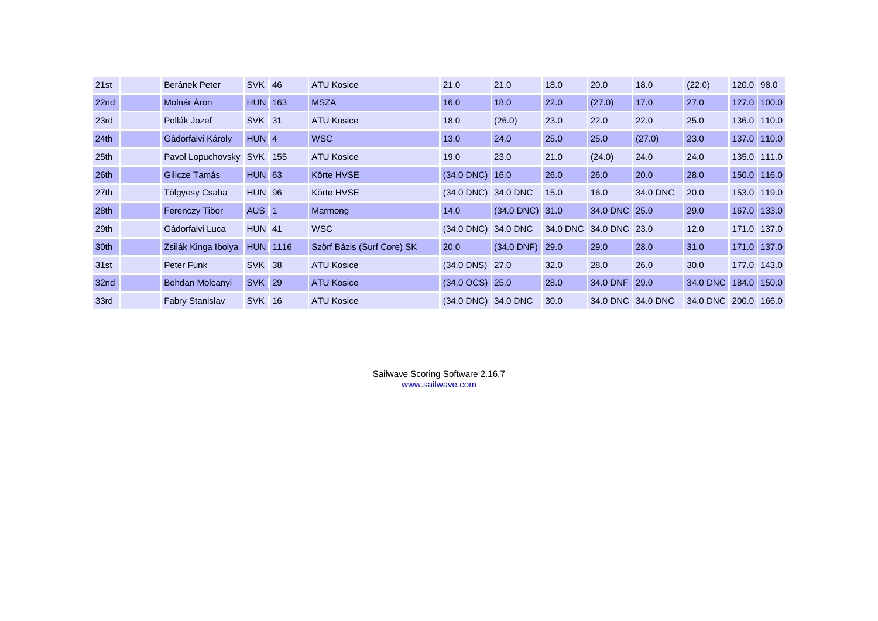| | | | | | | | | | | | | | |
|---|---|---|---|---|---|---|---|---|---|---|---|---|---|
| 21st | | Beránek Peter | SVK | 46 | ATU Kosice | 21.0 | 21.0 | 18.0 | 20.0 | 18.0 | (22.0) | 120.0 | 98.0 |
| 22nd | | Molnár Áron | HUN | 163 | MSZA | 16.0 | 18.0 | 22.0 | (27.0) | 17.0 | 27.0 | 127.0 | 100.0 |
| 23rd | | Pollák Jozef | SVK | 31 | ATU Kosice | 18.0 | (26.0) | 23.0 | 22.0 | 22.0 | 25.0 | 136.0 | 110.0 |
| 24th | | Gádorfalvi Károly | HUN | 4 | WSC | 13.0 | 24.0 | 25.0 | 25.0 | (27.0) | 23.0 | 137.0 | 110.0 |
| 25th | | Pavol Lopuchovsky | SVK | 155 | ATU Kosice | 19.0 | 23.0 | 21.0 | (24.0) | 24.0 | 24.0 | 135.0 | 111.0 |
| 26th | | Gilicze Tamás | HUN | 63 | Körte HVSE | (34.0 DNC) | 16.0 | 26.0 | 26.0 | 20.0 | 28.0 | 150.0 | 116.0 |
| 27th | | Tölgyesy Csaba | HUN | 96 | Körte HVSE | (34.0 DNC) | 34.0 DNC | 15.0 | 16.0 | 34.0 DNC | 20.0 | 153.0 | 119.0 |
| 28th | | Ferenczy Tibor | AUS | 1 | Marmong | 14.0 | (34.0 DNC) | 31.0 | 34.0 DNC | 25.0 | 29.0 | 167.0 | 133.0 |
| 29th | | Gádorfalvi Luca | HUN | 41 | WSC | (34.0 DNC) | 34.0 DNC | 34.0 DNC | 34.0 DNC | 23.0 | 12.0 | 171.0 | 137.0 |
| 30th | | Zsilák Kinga Ibolya | HUN | 1116 | Szörf Bázis (Surf Core) SK | 20.0 | (34.0 DNF) | 29.0 | 29.0 | 28.0 | 31.0 | 171.0 | 137.0 |
| 31st | | Peter Funk | SVK | 38 | ATU Kosice | (34.0 DNS) | 27.0 | 32.0 | 28.0 | 26.0 | 30.0 | 177.0 | 143.0 |
| 32nd | | Bohdan Molcanyi | SVK | 29 | ATU Kosice | (34.0 OCS) | 25.0 | 28.0 | 34.0 DNF | 29.0 | 34.0 DNC | 184.0 | 150.0 |
| 33rd | | Fabry Stanislav | SVK | 16 | ATU Kosice | (34.0 DNC) | 34.0 DNC | 30.0 | 34.0 DNC | 34.0 DNC | 34.0 DNC | 200.0 | 166.0 |

Sailwave Scoring Software 2.16.7
www.sailwave.com